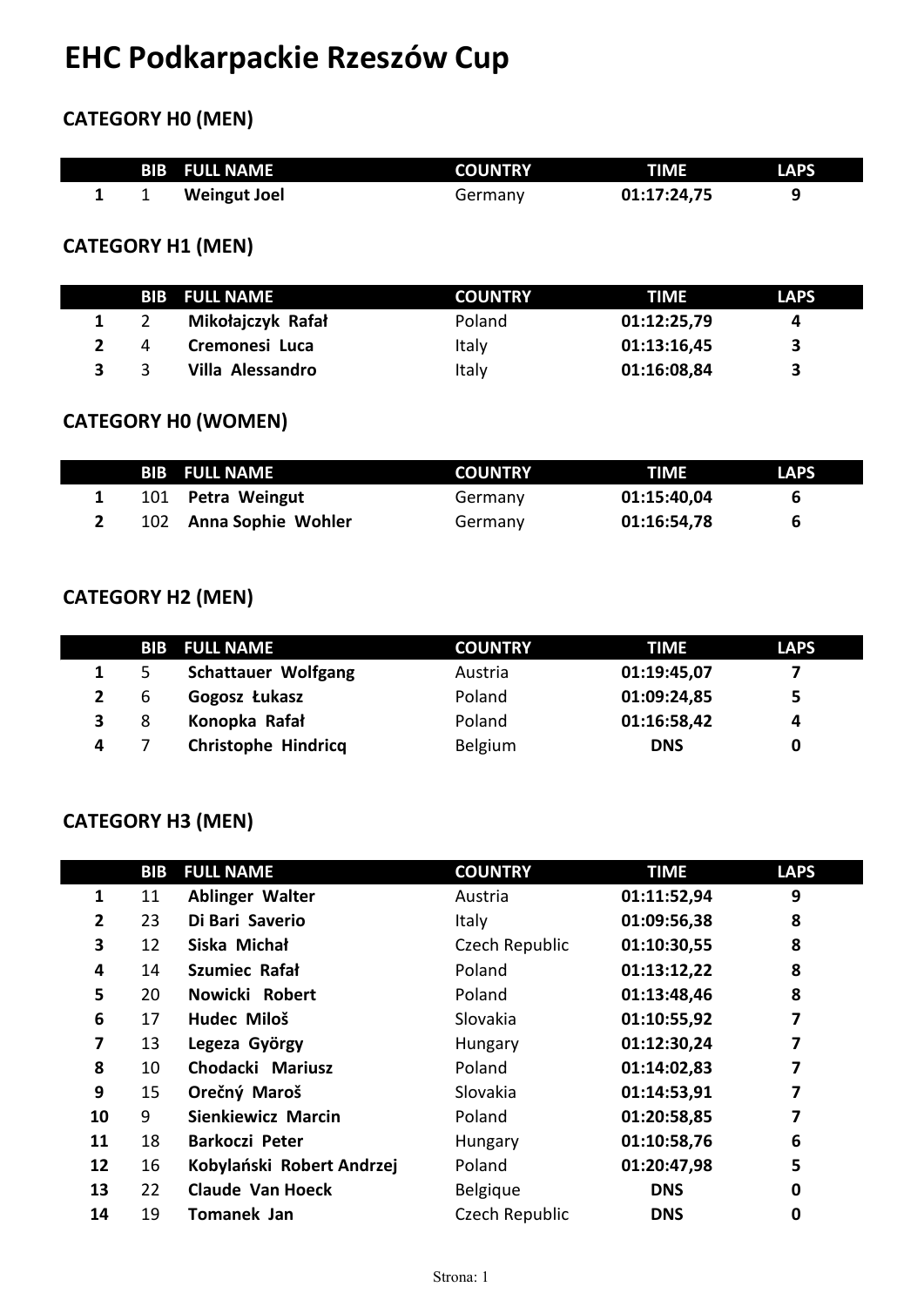# EHC Podkarpackie Rzeszów Cup

## CATEGORY H0 (MEN)

| | BIB | FULL NAME | COUNTRY | TIME | LAPS |
|---|---|---|---|---|---|
| 1 | 1 | Weingut Joel | Germany | 01:17:24,75 | 9 |

## CATEGORY H1 (MEN)

| | BIB | FULL NAME | COUNTRY | TIME | LAPS |
|---|---|---|---|---|---|
| 1 | 2 | Mikołajczyk Rafał | Poland | 01:12:25,79 | 4 |
| 2 | 4 | Cremonesi Luca | Italy | 01:13:16,45 | 3 |
| 3 | 3 | Villa Alessandro | Italy | 01:16:08,84 | 3 |

## CATEGORY H0 (WOMEN)

| | BIB | FULL NAME | COUNTRY | TIME | LAPS |
|---|---|---|---|---|---|
| 1 | 101 | Petra Weingut | Germany | 01:15:40,04 | 6 |
| 2 | 102 | Anna Sophie Wohler | Germany | 01:16:54,78 | 6 |

## CATEGORY H2 (MEN)

| | BIB | FULL NAME | COUNTRY | TIME | LAPS |
|---|---|---|---|---|---|
| 1 | 5 | Schattauer Wolfgang | Austria | 01:19:45,07 | 7 |
| 2 | 6 | Gogosz Łukasz | Poland | 01:09:24,85 | 5 |
| 3 | 8 | Konopka Rafał | Poland | 01:16:58,42 | 4 |
| 4 | 7 | Christophe Hindricq | Belgium | DNS | 0 |

## CATEGORY H3 (MEN)

| | BIB | FULL NAME | COUNTRY | TIME | LAPS |
|---|---|---|---|---|---|
| 1 | 11 | Ablinger Walter | Austria | 01:11:52,94 | 9 |
| 2 | 23 | Di Bari Saverio | Italy | 01:09:56,38 | 8 |
| 3 | 12 | Siska Michał | Czech Republic | 01:10:30,55 | 8 |
| 4 | 14 | Szumiec Rafał | Poland | 01:13:12,22 | 8 |
| 5 | 20 | Nowicki Robert | Poland | 01:13:48,46 | 8 |
| 6 | 17 | Hudec Miloš | Slovakia | 01:10:55,92 | 7 |
| 7 | 13 | Legeza György | Hungary | 01:12:30,24 | 7 |
| 8 | 10 | Chodacki Mariusz | Poland | 01:14:02,83 | 7 |
| 9 | 15 | Orečný Maroš | Slovakia | 01:14:53,91 | 7 |
| 10 | 9 | Sienkiewicz Marcin | Poland | 01:20:58,85 | 7 |
| 11 | 18 | Barkoczi Peter | Hungary | 01:10:58,76 | 6 |
| 12 | 16 | Kobylański Robert Andrzej | Poland | 01:20:47,98 | 5 |
| 13 | 22 | Claude Van Hoeck | Belgique | DNS | 0 |
| 14 | 19 | Tomanek Jan | Czech Republic | DNS | 0 |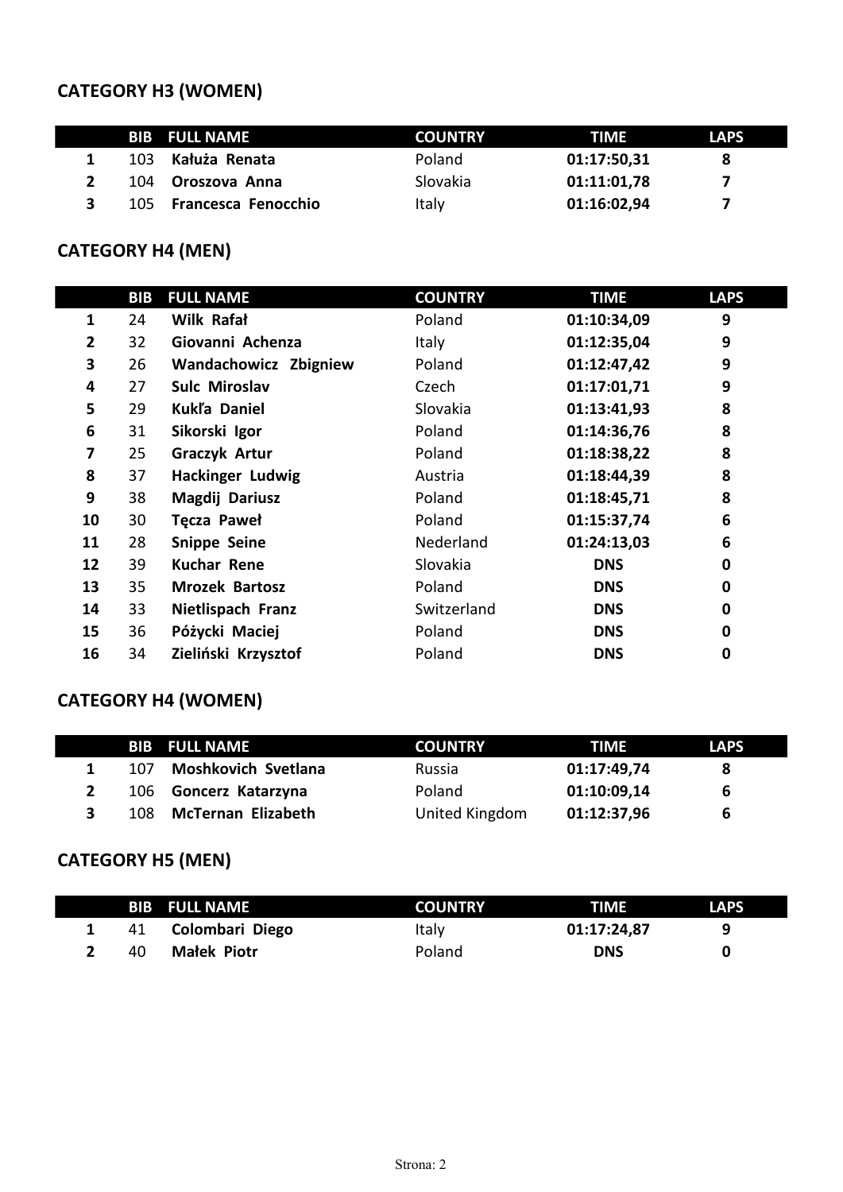## CATEGORY H3 (WOMEN)

| | BIB | FULL NAME | COUNTRY | TIME | LAPS |
|---|---|---|---|---|---|
| 1 | 103 | **Kałuża Renata** | Poland | **01:17:50,31** | **8** |
| 2 | 104 | **Oroszova Anna** | Slovakia | **01:11:01,78** | **7** |
| 3 | 105 | **Francesca Fenocchio** | Italy | **01:16:02,94** | **7** |

## CATEGORY H4 (MEN)

| | BIB | FULL NAME | COUNTRY | TIME | LAPS |
|---|---|---|---|---|---|
| 1 | 24 | **Wilk Rafał** | Poland | **01:10:34,09** | **9** |
| 2 | 32 | **Giovanni Achenza** | Italy | **01:12:35,04** | **9** |
| 3 | 26 | **Wandachowicz Zbigniew** | Poland | **01:12:47,42** | **9** |
| 4 | 27 | **Sulc Miroslav** | Czech | **01:17:01,71** | **9** |
| 5 | 29 | **Kukľa Daniel** | Slovakia | **01:13:41,93** | **8** |
| 6 | 31 | **Sikorski Igor** | Poland | **01:14:36,76** | **8** |
| 7 | 25 | **Graczyk Artur** | Poland | **01:18:38,22** | **8** |
| 8 | 37 | **Hackinger Ludwig** | Austria | **01:18:44,39** | **8** |
| 9 | 38 | **Magdij Dariusz** | Poland | **01:18:45,71** | **8** |
| 10 | 30 | **Tęcza Paweł** | Poland | **01:15:37,74** | **6** |
| 11 | 28 | **Snippe Seine** | Nederland | **01:24:13,03** | **6** |
| 12 | 39 | **Kuchar Rene** | Slovakia | **DNS** | **0** |
| 13 | 35 | **Mrozek Bartosz** | Poland | **DNS** | **0** |
| 14 | 33 | **Nietlispach Franz** | Switzerland | **DNS** | **0** |
| 15 | 36 | **Pożycki Maciej** | Poland | **DNS** | **0** |
| 16 | 34 | **Zieliński Krzysztof** | Poland | **DNS** | **0** |

## CATEGORY H4 (WOMEN)

| | BIB | FULL NAME | COUNTRY | TIME | LAPS |
|---|---|---|---|---|---|
| 1 | 107 | **Moshkovich Svetlana** | Russia | **01:17:49,74** | **8** |
| 2 | 106 | **Goncerz Katarzyna** | Poland | **01:10:09,14** | **6** |
| 3 | 108 | **McTernan Elizabeth** | United Kingdom | **01:12:37,96** | **6** |

## CATEGORY H5 (MEN)

| | BIB | FULL NAME | COUNTRY | TIME | LAPS |
|---|---|---|---|---|---|
| 1 | 41 | **Colombari Diego** | Italy | **01:17:24,87** | **9** |
| 2 | 40 | **Małek Piotr** | Poland | **DNS** | **0** |